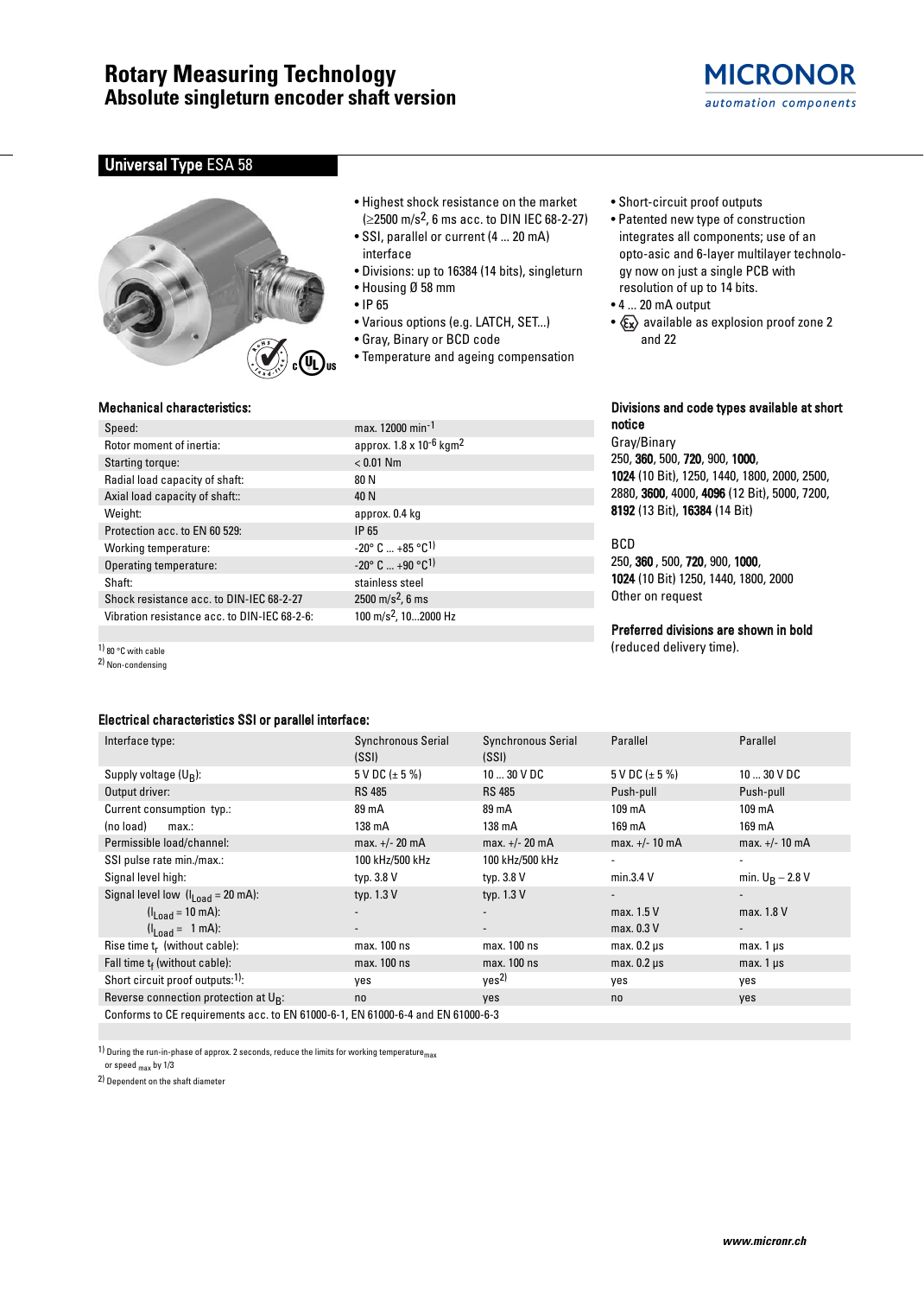# Rotary Measuring Technology
## Absolute singleturn encoder shaft version

MICRONOR
automation components

## Universal Type ESA 58

- Highest shock resistance on the market (≥2500 m/s$^2$, 6 ms acc. to DIN IEC 68-2-27)
- SSI, parallel or current (4 ... 20 mA) interface
- Divisions: up to 16384 (14 bits), singleturn
- Housing Ø 58 mm
- IP 65
- Various options (e.g. LATCH, SET...)
- Gray, Binary or BCD code
- Temperature and ageing compensation
- Short-circuit proof outputs
- Patented new type of construction integrates all components; use of an opto-asic and 6-layer multilayer technology now on just a single PCB with resolution of up to 14 bits.
- 4 ... 20 mA output
- Ex available as explosion proof zone 2 and 22

### Mechanical characteristics:

| | |
|---|---|
| Speed: | max. 12000 min$^{-1}$ |
| Rotor moment of inertia: | approx. 1.8 x 10$^{-6}$ kgm$^2$ |
| Starting torque: | < 0.01 Nm |
| Radial load capacity of shaft: | 80 N |
| Axial load capacity of shaft:: | 40 N |
| Weight: | approx. 0.4 kg |
| Protection acc. to EN 60 529: | IP 65 |
| Working temperature: | -20° C ... +85 °C[1)] |
| Operating temperature: | -20° C ... +90 °C[1)] |
| Shaft: | stainless steel |
| Shock resistance acc. to DIN-IEC 68-2-27 | 2500 m/s$^2$, 6 ms |
| Vibration resistance acc. to DIN-IEC 68-2-6: | 100 m/s$^2$, 10...2000 Hz |

[1)] 80 °C with cable
[2)] Non-condensing

### Divisions and code types available at short notice

Gray/Binary
250, **360**, 500, **720**, 900, **1000**, **1024** (10 Bit), 1250, 1440, 1800, 2000, 2500, 2880, **3600**, 4000, **4096** (12 Bit), 5000, 7200, **8192** (13 Bit), **16384** (14 Bit)

BCD
250, **360** , 500, **720**, 900, **1000**, **1024** (10 Bit) 1250, 1440, 1800, 2000
Other on request

**Preferred divisions are shown in bold**
(reduced delivery time).

### Electrical characteristics SSI or parallel interface:

| Interface type: | Synchronous Serial (SSI) | Synchronous Serial (SSI) | Parallel | Parallel |
|---|---|---|---|---|
| Supply voltage ($U_B$): | 5 V DC (± 5 %) | 10 ... 30 V DC | 5 V DC (± 5 %) | 10 ... 30 V DC |
| Output driver: | RS 485 | RS 485 | Push-pull | Push-pull |
| Current consumption typ.: | 89 mA | 89 mA | 109 mA | 109 mA |
| (no load) max.: | 138 mA | 138 mA | 169 mA | 169 mA |
| Permissible load/channel: | max. +/- 20 mA | max. +/- 20 mA | max. +/- 10 mA | max. +/- 10 mA |
| SSI pulse rate min./max.: | 100 kHz/500 kHz | 100 kHz/500 kHz | - | - |
| Signal level high: | typ. 3.8 V | typ. 3.8 V | min.3.4 V | min. $U_B$ – 2.8 V |
| Signal level low ($I_{Load}$ = 20 mA): | typ. 1.3 V | typ. 1.3 V | - | - |
| ($I_{Load}$ = 10 mA): | - | - | max. 1.5 V | max. 1.8 V |
| ($I_{Load}$ = 1 mA): | - | - | max. 0.3 V | - |
| Rise time $t_r$ (without cable): | max. 100 ns | max. 100 ns | max. 0.2 µs | max. 1 µs |
| Fall time $t_f$ (without cable): | max. 100 ns | max. 100 ns | max. 0.2 µs | max. 1 µs |
| Short circuit proof outputs:[1)]: | yes | yes[2)] | yes | yes |
| Reverse connection protection at $U_B$: | no | yes | no | yes |
| Conforms to CE requirements acc. to EN 61000-6-1, EN 61000-6-4 and EN 61000-6-3 | | | | |

[1)] During the run-in-phase of approx. 2 seconds, reduce the limits for working temperature$_{max}$ or speed $_{max}$ by 1/3
[2)] Dependent on the shaft diameter

www.micronr.ch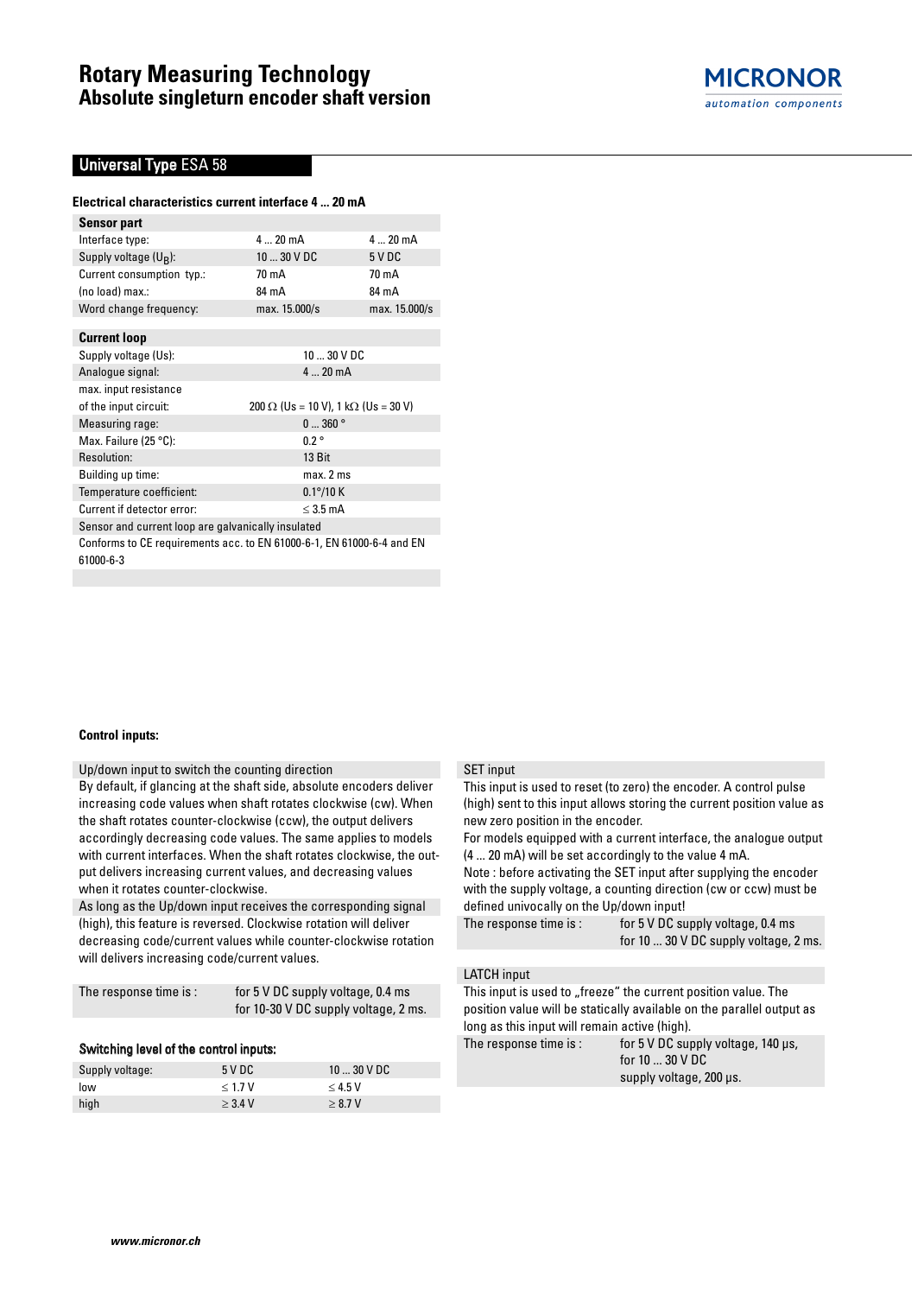# Rotary Measuring Technology
## Absolute singleturn encoder shaft version

## Universal Type ESA 58

### Electrical characteristics current interface 4 ... 20 mA

| **Sensor part** | | |
|---|---|---|
| Interface type: | 4 ... 20 mA | 4 ... 20 mA |
| Supply voltage ($U_B$): | 10 ... 30 V DC | 5 V DC |
| Current consumption typ.: | 70 mA | 70 mA |
| (no load) max.: | 84 mA | 84 mA |
| Word change frequency: | max. 15.000/s | max. 15.000/s |

| **Current loop** | |
|---|---|
| Supply voltage (Us): | 10 ... 30 V DC |
| Analogue signal: | 4 ... 20 mA |
| max. input resistance of the input circuit: | 200 Ω (Us = 10 V), 1 kΩ (Us = 30 V) |
| Measuring rage: | 0 ... 360 ° |
| Max. Failure (25 °C): | 0.2 ° |
| Resolution: | 13 Bit |
| Building up time: | max. 2 ms |
| Temperature coefficient: | 0.1°/10 K |
| Current if detector error: | ≤ 3.5 mA |
| Sensor and current loop are galvanically insulated | |
| Conforms to CE requirements acc. to EN 61000-6-1, EN 61000-6-4 and EN 61000-6-3 | |

### Control inputs:

**Up/down input to switch the counting direction**

By default, if glancing at the shaft side, absolute encoders deliver increasing code values when shaft rotates clockwise (cw). When the shaft rotates counter-clockwise (ccw), the output delivers accordingly decreasing code values. The same applies to models with current interfaces. When the shaft rotates clockwise, the output delivers increasing current values, and decreasing values when it rotates counter-clockwise.

As long as the Up/down input receives the corresponding signal (high), this feature is reversed. Clockwise rotation will deliver decreasing code/current values while counter-clockwise rotation will delivers increasing code/current values.

| The response time is : | for 5 V DC supply voltage, 0.4 ms<br>for 10-30 V DC supply voltage, 2 ms. |
|---|---|

**Switching level of the control inputs:**

| Supply voltage: | 5 V DC | 10 ... 30 V DC |
|---|---|---|
| low | ≤ 1.7 V | ≤ 4.5 V |
| high | ≥ 3.4 V | ≥ 8.7 V |

**SET input**

This input is used to reset (to zero) the encoder. A control pulse (high) sent to this input allows storing the current position value as new zero position in the encoder.

For models equipped with a current interface, the analogue output (4 ... 20 mA) will be set accordingly to the value 4 mA.

Note : before activating the SET input after supplying the encoder with the supply voltage, a counting direction (cw or ccw) must be defined univocally on the Up/down input!

| The response time is : | for 5 V DC supply voltage, 0.4 ms<br>for 10 ... 30 V DC supply voltage, 2 ms. |
|---|---|

**LATCH input**

This input is used to „freeze“ the current position value. The position value will be statically available on the parallel output as long as this input will remain active (high).

| The response time is : | for 5 V DC supply voltage, 140 µs,<br>for 10 ... 30 V DC supply voltage, 200 µs. |
|---|---|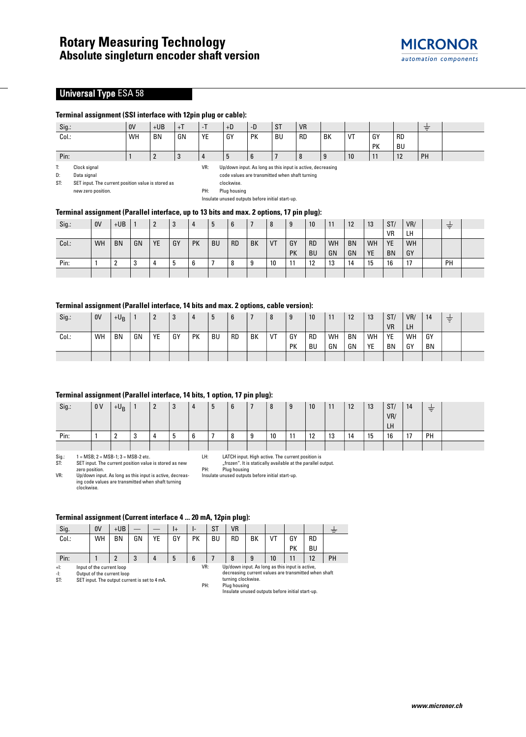# Rotary Measuring Technology
## Absolute singleturn encoder shaft version

**Universal Type ESA 58**

### Terminal assignment (SSI interface with 12pin plug or cable):

| Sig.: | 0V | +UB | +T | -T | +D | -D | ST | VR | | | | | ⏚ |
|---|---|---|---|---|---|---|---|---|---|---|---|---|---|
| Col.: | WH | BN | GN | YE | GY | PK | BU | RD | BK | VT | GY PK | RD BU | |
| Pin: | 1 | 2 | 3 | 4 | 5 | 6 | 7 | 8 | 9 | 10 | 11 | 12 | PH |

T: Clock signal
D: Data signal
ST: SET input. The current position value is stored as new zero position.
VR: Up/down input. As long as this input is active, decreasing code values are transmitted when shaft turning clockwise.
PH: Plug housing
Insulate unused outputs before initial start-up.

### Terminal assignment (Parallel interface, up to 13 bits and max. 2 options, 17 pin plug):

| Sig.: | 0V | +UB | 1 | 2 | 3 | 4 | 5 | 6 | 7 | 8 | 9 | 10 | 11 | 12 | 13 | ST/ VR | VR/ LH | | ⏚ |
|---|---|---|---|---|---|---|---|---|---|---|---|---|---|---|---|---|---|---|---|
| Col.: | WH | BN | GN | YE | GY | PK | BU | RD | BK | VT | GY PK | RD BU | WH GN | BN GN | WH YE | YE BN | WH GY | | |
| Pin: | 1 | 2 | 3 | 4 | 5 | 6 | 7 | 8 | 9 | 10 | 11 | 12 | 13 | 14 | 15 | 16 | 17 | | PH |

### Terminal assignment (Parallel interface, 14 bits and max. 2 options, cable version):

| Sig.: | 0V | $+U_B$ | 1 | 2 | 3 | 4 | 5 | 6 | 7 | 8 | 9 | 10 | 11 | 12 | 13 | ST/ VR | VR/ LH | 14 | ⏚ |
|---|---|---|---|---|---|---|---|---|---|---|---|---|---|---|---|---|---|---|---|
| Col.: | WH | BN | GN | YE | GY | PK | BU | RD | BK | VT | GY PK | RD BU | WH GN | BN GN | WH YE | YE BN | WH GY | GY BN | |

### Terminal assignment (Parallel interface, 14 bits, 1 option, 17 pin plug):

| Sig.: | 0 V | $+U_B$ | 1 | 2 | 3 | 4 | 5 | 6 | 7 | 8 | 9 | 10 | 11 | 12 | 13 | ST/ VR/ LH | 14 | ⏚ |
|---|---|---|---|---|---|---|---|---|---|---|---|---|---|---|---|---|---|---|
| Pin: | 1 | 2 | 3 | 4 | 5 | 6 | 7 | 8 | 9 | 10 | 11 | 12 | 13 | 14 | 15 | 16 | 17 | PH |

Sig.: 1 = MSB; 2 = MSB-1; 3 = MSB-2 etc.
ST: SET input. The current position value is stored as new zero position.
VR: Up/down input. As long as this input is active, decreasing code values are transmitted when shaft turning clockwise.
LH: LATCH input. High active. The current position is „frozen". It is statically available at the parallel output.
PH: Plug housing
Insulate unused outputs before initial start-up.

### Terminal assignment (Current interface 4 ... 20 mA, 12pin plug):

| Sig. | 0V | +UB | — | — | I+ | I- | ST | VR | | | | | ⏚ |
|---|---|---|---|---|---|---|---|---|---|---|---|---|---|
| Col.: | WH | BN | GN | YE | GY | PK | BU | RD | BK | VT | GY PK | RD BU | |
| Pin: | 1 | 2 | 3 | 4 | 5 | 6 | 7 | 8 | 9 | 10 | 11 | 12 | PH |

+I: Input of the current loop
-I: Output of the current loop
ST: SET input. The output current is set to 4 mA.
VR: Up/down input. As long as this input is active, decreasing current values are transmitted when shaft turning clockwise.
PH: Plug housing
Insulate unused outputs before initial start-up.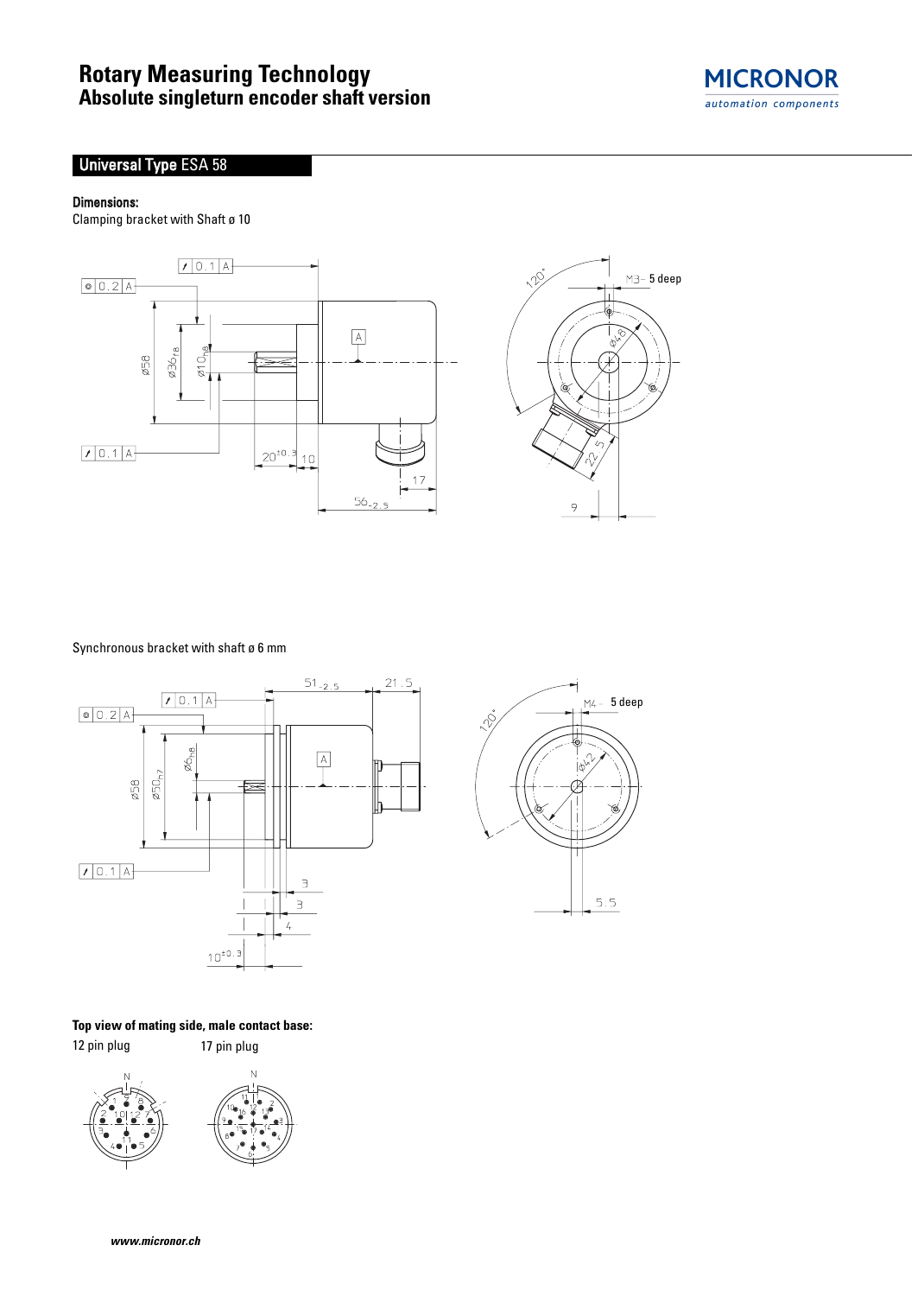# Rotary Measuring Technology
## Absolute singleturn encoder shaft version

MICRONOR
*automation components*

## Universal Type ESA 58

**Dimensions:**

Clamping bracket with Shaft ø 10

Synchronous bracket with shaft ø 6 mm

**Top view of mating side, male contact base:**

12 pin plug

17 pin plug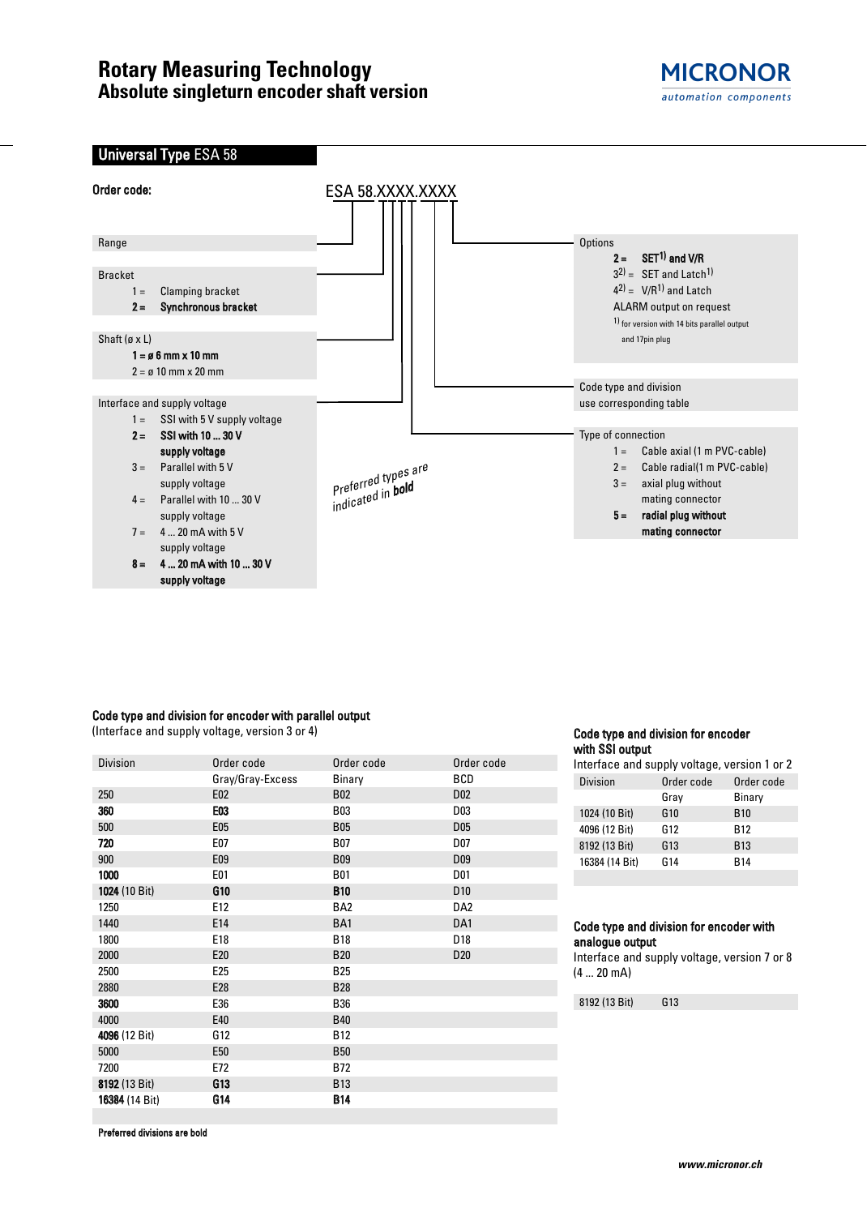# Rotary Measuring Technology
## Absolute singleturn encoder shaft version

MICRONOR
automation components

## Universal Type ESA 58

**Order code:** ESA 58.XXXX.XXXX

Range

Bracket
1 = Clamping bracket
**2 = Synchronous bracket**

Shaft (ø x L)
**1 = ø 6 mm x 10 mm**
2 = ø 10 mm x 20 mm

Interface and supply voltage
1 = SSI with 5 V supply voltage
**2 = SSI with 10 ... 30 V supply voltage**
3 = Parallel with 5 V supply voltage
4 = Parallel with 10 ... 30 V supply voltage
7 = 4 ... 20 mA with 5 V supply voltage
**8 = 4 ... 20 mA with 10 ... 30 V supply voltage**

Options
**2 = SET[1] and V/R**
3[2] = SET and Latch[1]
4[2] = V/R[1] and Latch
ALARM output on request
[1] for version with 14 bits parallel output and 17pin plug

Code type and division
use corresponding table

Type of connection
1 = Cable axial (1 m PVC-cable)
2 = Cable radial(1 m PVC-cable)
3 = axial plug without mating connector
**5 = radial plug without mating connector**

*Preferred types are indicated in **bold***

### Code type and division for encoder with parallel output

(Interface and supply voltage, version 3 or 4)

| Division | Order code Gray/Gray-Excess | Order code Binary | Order code BCD |
|---|---|---|---|
| 250 | E02 | B02 | D02 |
| **360** | **E03** | B03 | D03 |
| 500 | E05 | B05 | D05 |
| **720** | E07 | B07 | D07 |
| 900 | E09 | B09 | D09 |
| **1000** | E01 | B01 | D01 |
| **1024** (10 Bit) | **G10** | **B10** | D10 |
| 1250 | E12 | BA2 | DA2 |
| 1440 | E14 | BA1 | DA1 |
| 1800 | E18 | B18 | D18 |
| 2000 | E20 | B20 | D20 |
| 2500 | E25 | B25 | |
| 2880 | E28 | B28 | |
| **3600** | E36 | B36 | |
| 4000 | E40 | B40 | |
| **4096** (12 Bit) | G12 | B12 | |
| 5000 | E50 | B50 | |
| 7200 | E72 | B72 | |
| **8192** (13 Bit) | **G13** | B13 | |
| **16384** (14 Bit) | **G14** | **B14** | |

**Preferred divisions are bold**

### Code type and division for encoder with SSI output

Interface and supply voltage, version 1 or 2

| Division | Order code Gray | Order code Binary |
|---|---|---|
| 1024 (10 Bit) | G10 | B10 |
| 4096 (12 Bit) | G12 | B12 |
| 8192 (13 Bit) | G13 | B13 |
| 16384 (14 Bit) | G14 | B14 |

### Code type and division for encoder with analogue output

Interface and supply voltage, version 7 or 8 (4 ... 20 mA)

| | |
|---|---|
| 8192 (13 Bit) | G13 |

www.micronor.ch